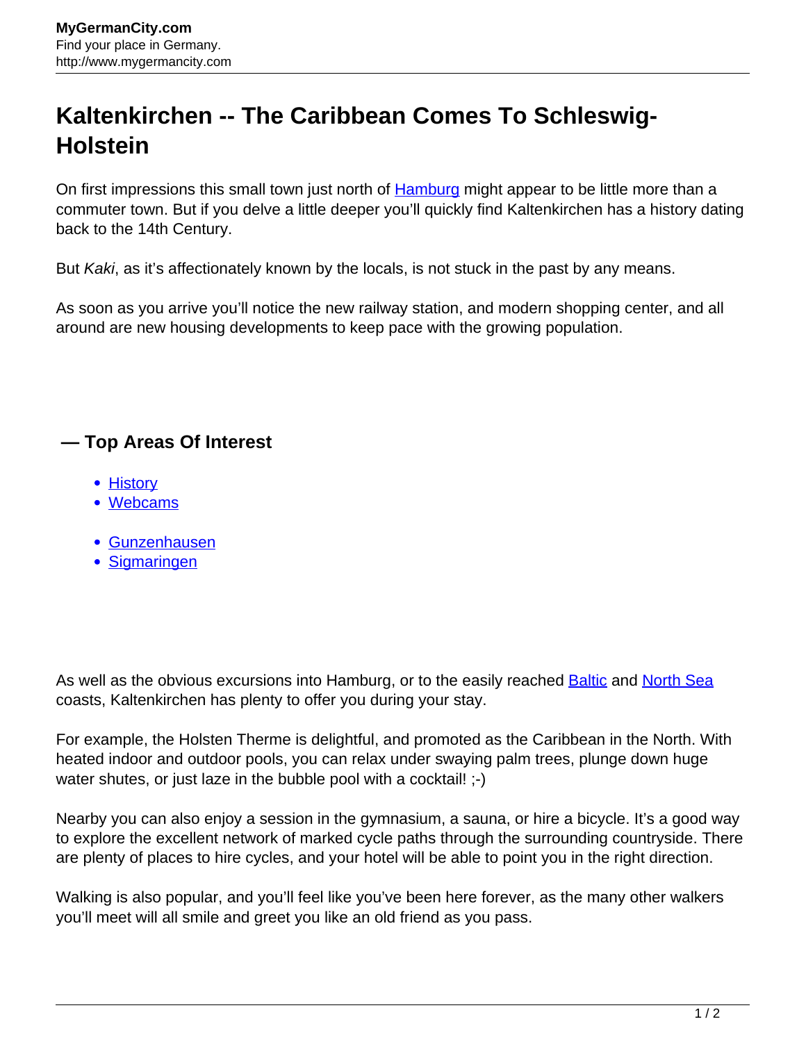# Kaltenkirchen -- The Caribbean Comes To Schleswig-Holstein

On first impressions this small town just north of Hamburg might appear to be little more than a commuter town. But if you delve a little deeper you'll quickly find Kaltenkirchen has a history dating back to the 14th Century.

But *Kaki*, as it's affectionately known by the locals, is not stuck in the past by any means.

As soon as you arrive you'll notice the new railway station, and modern shopping center, and all around are new housing developments to keep pace with the growing population.

## — Top Areas Of Interest

- History
- Webcams

- Gunzenhausen
- Sigmaringen

As well as the obvious excursions into Hamburg, or to the easily reached Baltic and North Sea coasts, Kaltenkirchen has plenty to offer you during your stay.

For example, the Holsten Therme is delightful, and promoted as the Caribbean in the North. With heated indoor and outdoor pools, you can relax under swaying palm trees, plunge down huge water shutes, or just laze in the bubble pool with a cocktail! ;-)

Nearby you can also enjoy a session in the gymnasium, a sauna, or hire a bicycle. It's a good way to explore the excellent network of marked cycle paths through the surrounding countryside. There are plenty of places to hire cycles, and your hotel will be able to point you in the right direction.

Walking is also popular, and you'll feel like you've been here forever, as the many other walkers you'll meet will all smile and greet you like an old friend as you pass.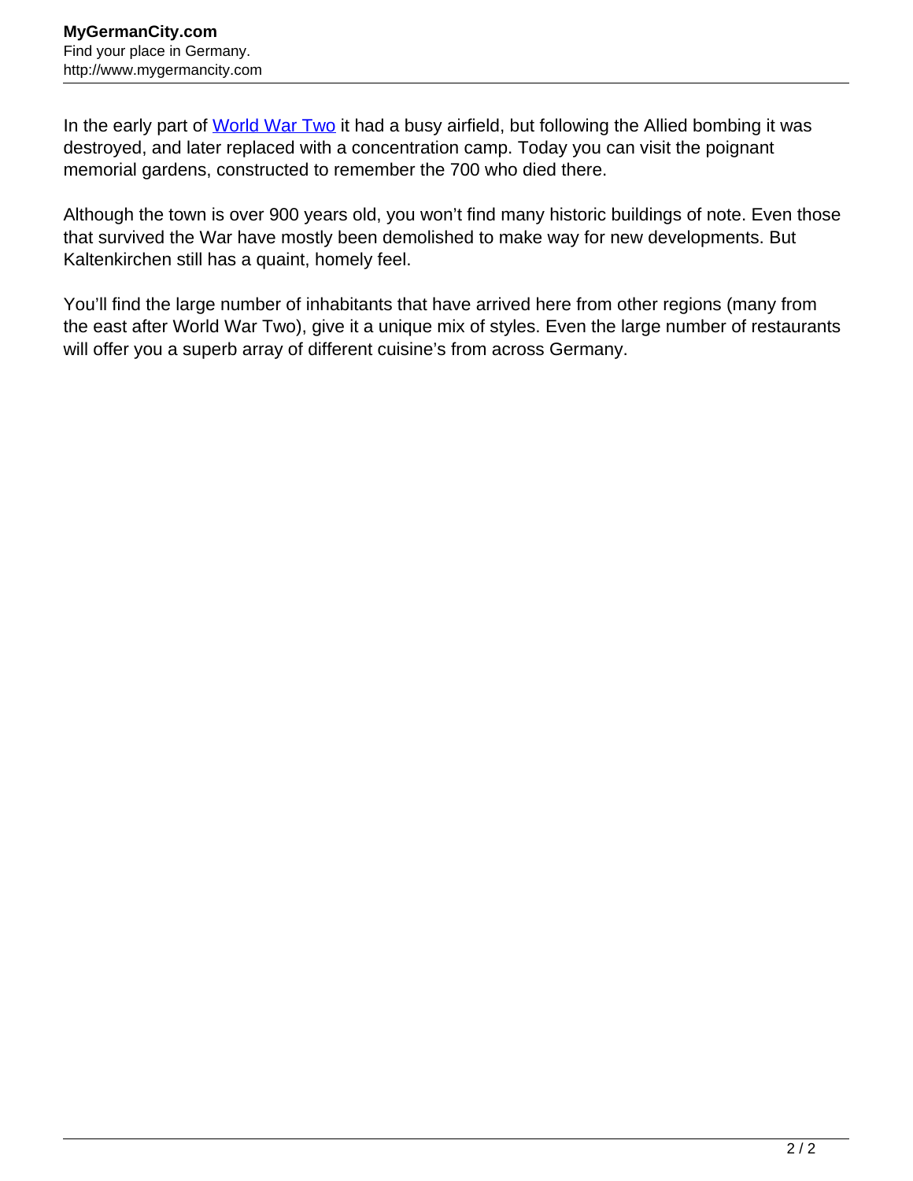In the early part of World War Two it had a busy airfield, but following the Allied bombing it was destroyed, and later replaced with a concentration camp. Today you can visit the poignant memorial gardens, constructed to remember the 700 who died there.

Although the town is over 900 years old, you won't find many historic buildings of note. Even those that survived the War have mostly been demolished to make way for new developments. But Kaltenkirchen still has a quaint, homely feel.

You'll find the large number of inhabitants that have arrived here from other regions (many from the east after World War Two), give it a unique mix of styles. Even the large number of restaurants will offer you a superb array of different cuisine's from across Germany.